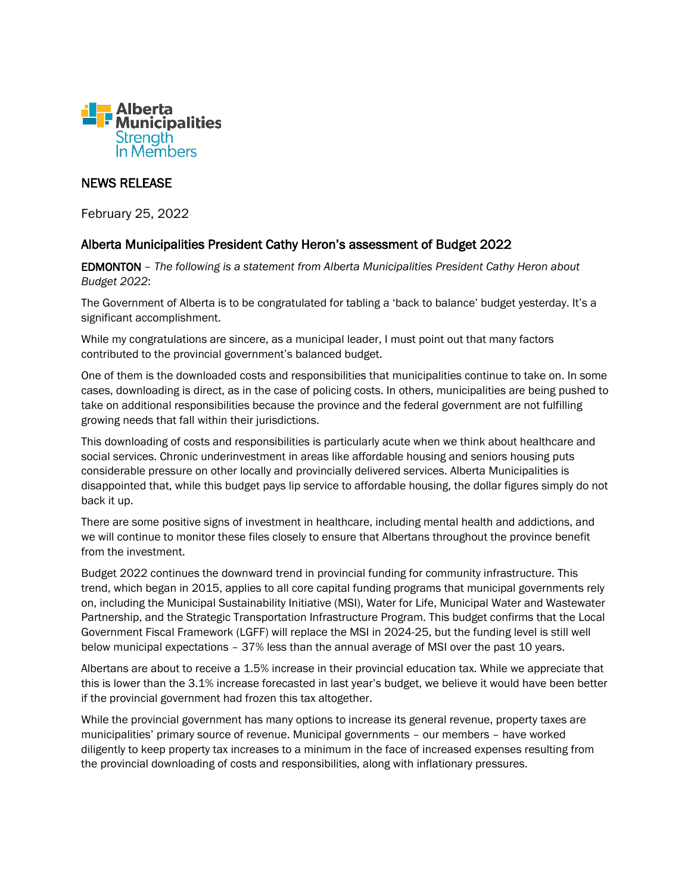Alberta Municipalities
Strength In Members

NEWS RELEASE

February 25, 2022

## Alberta Municipalities President Cathy Heron's assessment of Budget 2022

**EDMONTON** – *The following is a statement from Alberta Municipalities President Cathy Heron about Budget 2022*:

The Government of Alberta is to be congratulated for tabling a 'back to balance' budget yesterday. It's a significant accomplishment.

While my congratulations are sincere, as a municipal leader, I must point out that many factors contributed to the provincial government's balanced budget.

One of them is the downloaded costs and responsibilities that municipalities continue to take on. In some cases, downloading is direct, as in the case of policing costs. In others, municipalities are being pushed to take on additional responsibilities because the province and the federal government are not fulfilling growing needs that fall within their jurisdictions.

This downloading of costs and responsibilities is particularly acute when we think about healthcare and social services. Chronic underinvestment in areas like affordable housing and seniors housing puts considerable pressure on other locally and provincially delivered services. Alberta Municipalities is disappointed that, while this budget pays lip service to affordable housing, the dollar figures simply do not back it up.

There are some positive signs of investment in healthcare, including mental health and addictions, and we will continue to monitor these files closely to ensure that Albertans throughout the province benefit from the investment.

Budget 2022 continues the downward trend in provincial funding for community infrastructure. This trend, which began in 2015, applies to all core capital funding programs that municipal governments rely on, including the Municipal Sustainability Initiative (MSI), Water for Life, Municipal Water and Wastewater Partnership, and the Strategic Transportation Infrastructure Program. This budget confirms that the Local Government Fiscal Framework (LGFF) will replace the MSI in 2024-25, but the funding level is still well below municipal expectations – 37% less than the annual average of MSI over the past 10 years.

Albertans are about to receive a 1.5% increase in their provincial education tax. While we appreciate that this is lower than the 3.1% increase forecasted in last year's budget, we believe it would have been better if the provincial government had frozen this tax altogether.

While the provincial government has many options to increase its general revenue, property taxes are municipalities' primary source of revenue. Municipal governments – our members – have worked diligently to keep property tax increases to a minimum in the face of increased expenses resulting from the provincial downloading of costs and responsibilities, along with inflationary pressures.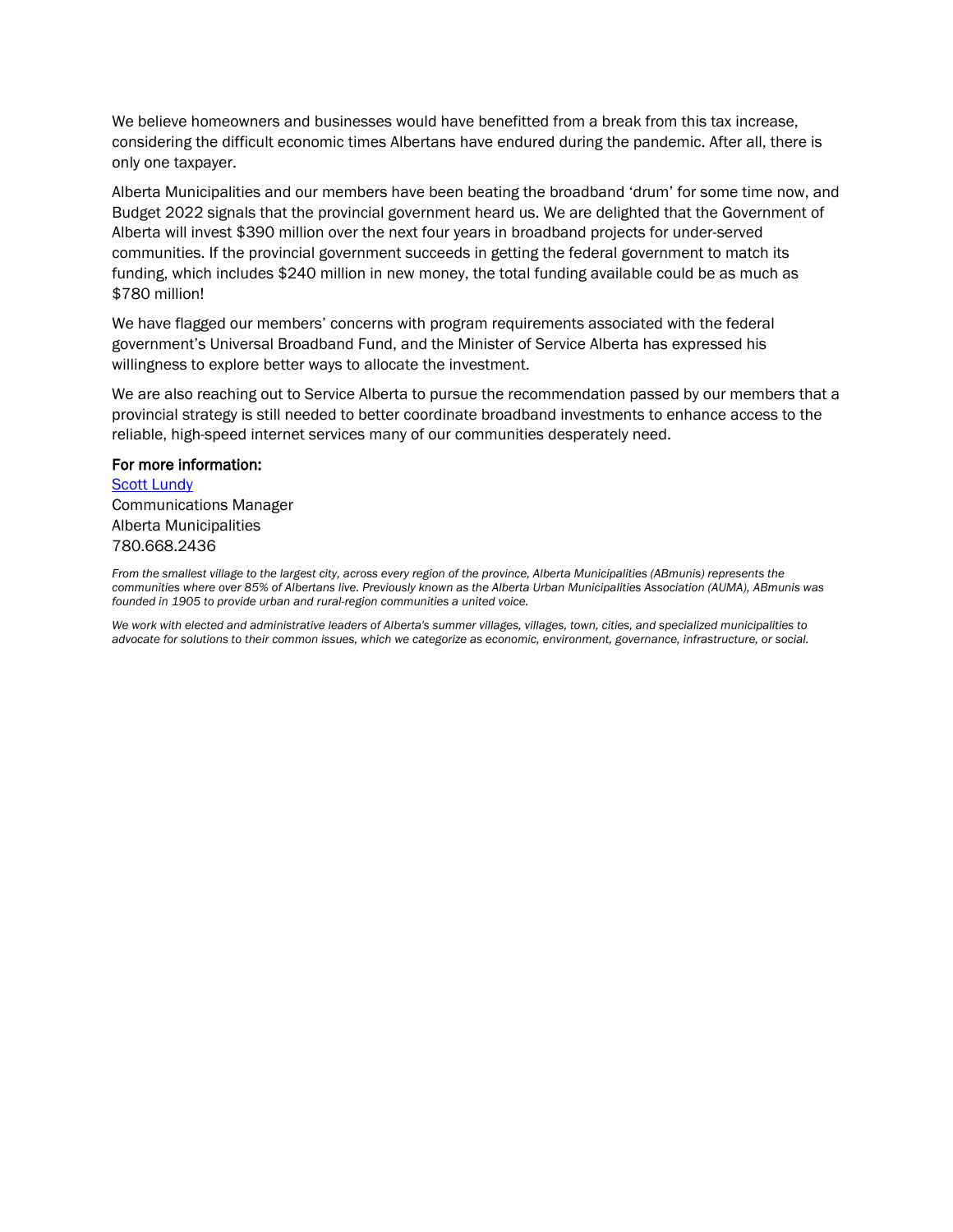We believe homeowners and businesses would have benefitted from a break from this tax increase, considering the difficult economic times Albertans have endured during the pandemic. After all, there is only one taxpayer.

Alberta Municipalities and our members have been beating the broadband 'drum' for some time now, and Budget 2022 signals that the provincial government heard us. We are delighted that the Government of Alberta will invest $390 million over the next four years in broadband projects for under-served communities. If the provincial government succeeds in getting the federal government to match its funding, which includes $240 million in new money, the total funding available could be as much as $780 million!

We have flagged our members' concerns with program requirements associated with the federal government's Universal Broadband Fund, and the Minister of Service Alberta has expressed his willingness to explore better ways to allocate the investment.

We are also reaching out to Service Alberta to pursue the recommendation passed by our members that a provincial strategy is still needed to better coordinate broadband investments to enhance access to the reliable, high-speed internet services many of our communities desperately need.

**For more information:**  
Scott Lundy  
Communications Manager  
Alberta Municipalities  
780.668.2436

*From the smallest village to the largest city, across every region of the province, Alberta Municipalities (ABmunis) represents the communities where over 85% of Albertans live. Previously known as the Alberta Urban Municipalities Association (AUMA), ABmunis was founded in 1905 to provide urban and rural-region communities a united voice.*

*We work with elected and administrative leaders of Alberta's summer villages, villages, town, cities, and specialized municipalities to advocate for solutions to their common issues, which we categorize as economic, environment, governance, infrastructure, or social.*